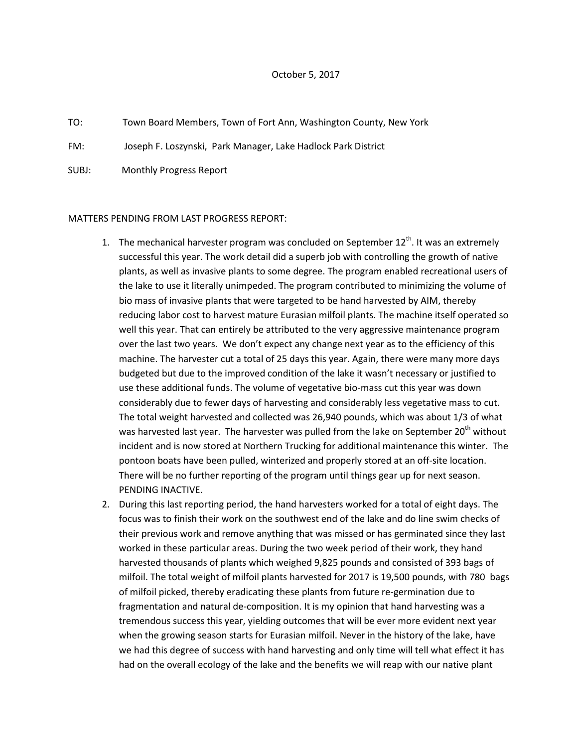October 5, 2017

TO: Town Board Members, Town of Fort Ann, Washington County, New York

FM: Joseph F. Loszynski, Park Manager, Lake Hadlock Park District

SUBJ: Monthly Progress Report

MATTERS PENDING FROM LAST PROGRESS REPORT:

1. The mechanical harvester program was concluded on September 12th. It was an extremely successful this year. The work detail did a superb job with controlling the growth of native plants, as well as invasive plants to some degree. The program enabled recreational users of the lake to use it literally unimpeded. The program contributed to minimizing the volume of bio mass of invasive plants that were targeted to be hand harvested by AIM, thereby reducing labor cost to harvest mature Eurasian milfoil plants. The machine itself operated so well this year. That can entirely be attributed to the very aggressive maintenance program over the last two years. We don't expect any change next year as to the efficiency of this machine. The harvester cut a total of 25 days this year. Again, there were many more days budgeted but due to the improved condition of the lake it wasn't necessary or justified to use these additional funds. The volume of vegetative bio-mass cut this year was down considerably due to fewer days of harvesting and considerably less vegetative mass to cut. The total weight harvested and collected was 26,940 pounds, which was about 1/3 of what was harvested last year. The harvester was pulled from the lake on September 20th without incident and is now stored at Northern Trucking for additional maintenance this winter. The pontoon boats have been pulled, winterized and properly stored at an off-site location. There will be no further reporting of the program until things gear up for next season. PENDING INACTIVE.
2. During this last reporting period, the hand harvesters worked for a total of eight days. The focus was to finish their work on the southwest end of the lake and do line swim checks of their previous work and remove anything that was missed or has germinated since they last worked in these particular areas. During the two week period of their work, they hand harvested thousands of plants which weighed 9,825 pounds and consisted of 393 bags of milfoil. The total weight of milfoil plants harvested for 2017 is 19,500 pounds, with 780 bags of milfoil picked, thereby eradicating these plants from future re-germination due to fragmentation and natural de-composition. It is my opinion that hand harvesting was a tremendous success this year, yielding outcomes that will be ever more evident next year when the growing season starts for Eurasian milfoil. Never in the history of the lake, have we had this degree of success with hand harvesting and only time will tell what effect it has had on the overall ecology of the lake and the benefits we will reap with our native plant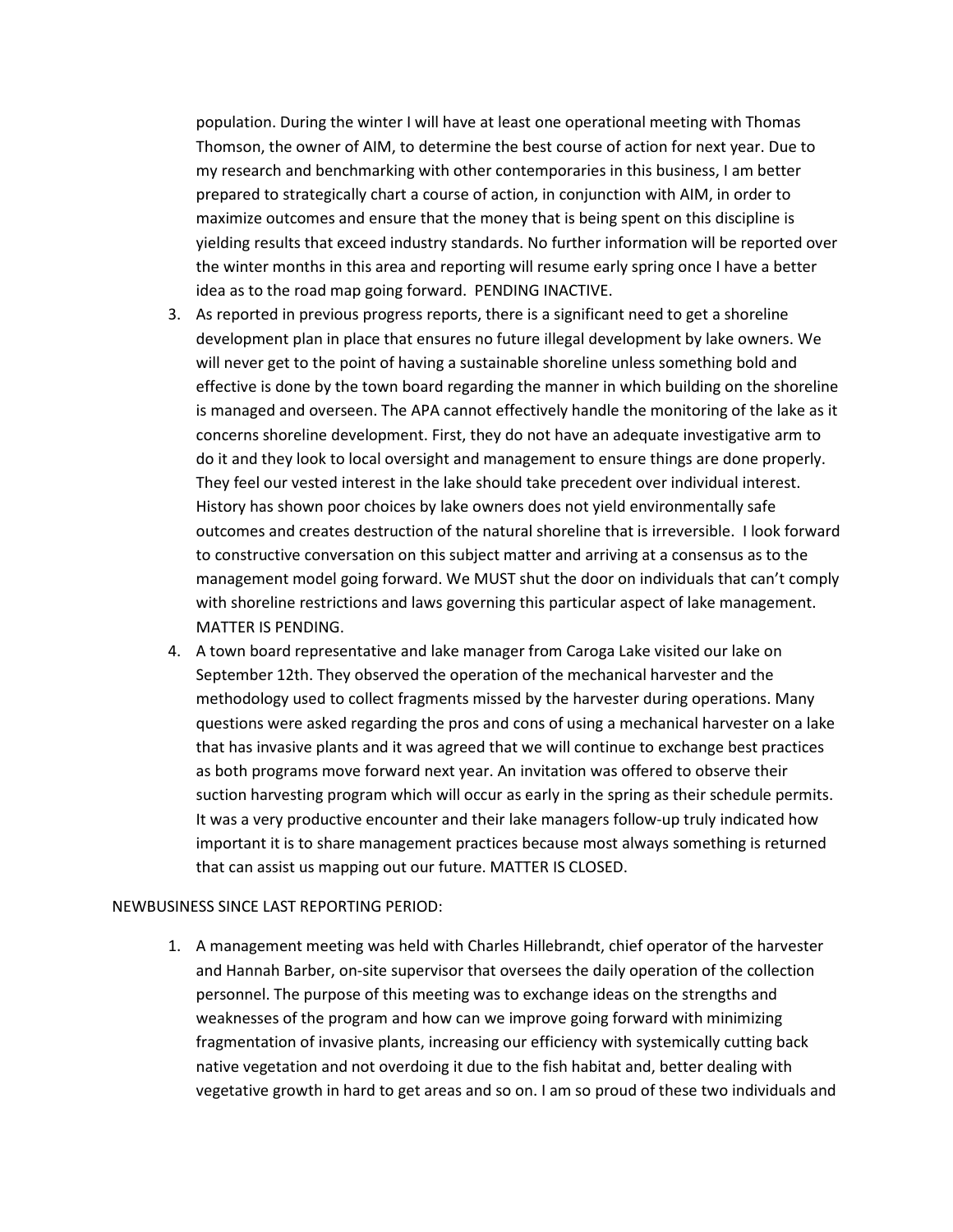population. During the winter I will have at least one operational meeting with Thomas Thomson, the owner of AIM, to determine the best course of action for next year. Due to my research and benchmarking with other contemporaries in this business, I am better prepared to strategically chart a course of action, in conjunction with AIM, in order to maximize outcomes and ensure that the money that is being spent on this discipline is yielding results that exceed industry standards. No further information will be reported over the winter months in this area and reporting will resume early spring once I have a better idea as to the road map going forward. PENDING INACTIVE.

3. As reported in previous progress reports, there is a significant need to get a shoreline development plan in place that ensures no future illegal development by lake owners. We will never get to the point of having a sustainable shoreline unless something bold and effective is done by the town board regarding the manner in which building on the shoreline is managed and overseen. The APA cannot effectively handle the monitoring of the lake as it concerns shoreline development. First, they do not have an adequate investigative arm to do it and they look to local oversight and management to ensure things are done properly. They feel our vested interest in the lake should take precedent over individual interest. History has shown poor choices by lake owners does not yield environmentally safe outcomes and creates destruction of the natural shoreline that is irreversible. I look forward to constructive conversation on this subject matter and arriving at a consensus as to the management model going forward. We MUST shut the door on individuals that can't comply with shoreline restrictions and laws governing this particular aspect of lake management. MATTER IS PENDING.
4. A town board representative and lake manager from Caroga Lake visited our lake on September 12th. They observed the operation of the mechanical harvester and the methodology used to collect fragments missed by the harvester during operations. Many questions were asked regarding the pros and cons of using a mechanical harvester on a lake that has invasive plants and it was agreed that we will continue to exchange best practices as both programs move forward next year. An invitation was offered to observe their suction harvesting program which will occur as early in the spring as their schedule permits. It was a very productive encounter and their lake managers follow-up truly indicated how important it is to share management practices because most always something is returned that can assist us mapping out our future. MATTER IS CLOSED.

NEWBUSINESS SINCE LAST REPORTING PERIOD:

1. A management meeting was held with Charles Hillebrandt, chief operator of the harvester and Hannah Barber, on-site supervisor that oversees the daily operation of the collection personnel. The purpose of this meeting was to exchange ideas on the strengths and weaknesses of the program and how can we improve going forward with minimizing fragmentation of invasive plants, increasing our efficiency with systemically cutting back native vegetation and not overdoing it due to the fish habitat and, better dealing with vegetative growth in hard to get areas and so on. I am so proud of these two individuals and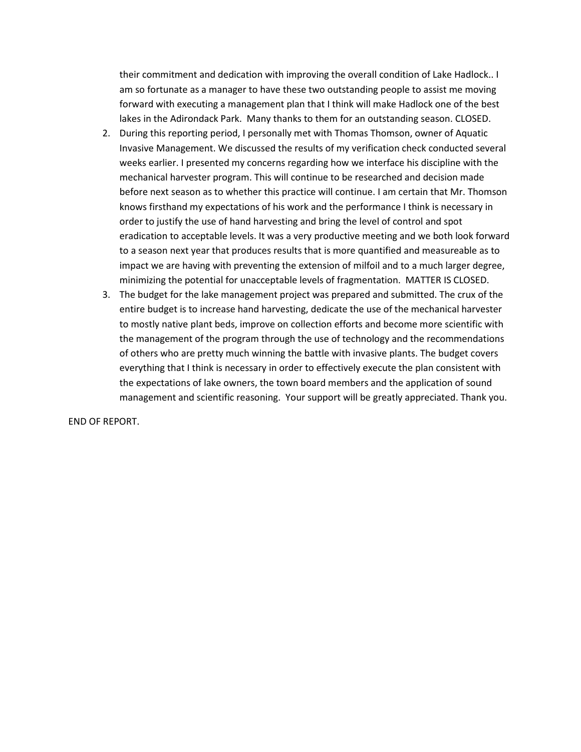their commitment and dedication with improving the overall condition of Lake Hadlock.. I am so fortunate as a manager to have these two outstanding people to assist me moving forward with executing a management plan that I think will make Hadlock one of the best lakes in the Adirondack Park. Many thanks to them for an outstanding season. CLOSED.

2. During this reporting period, I personally met with Thomas Thomson, owner of Aquatic Invasive Management. We discussed the results of my verification check conducted several weeks earlier. I presented my concerns regarding how we interface his discipline with the mechanical harvester program. This will continue to be researched and decision made before next season as to whether this practice will continue. I am certain that Mr. Thomson knows firsthand my expectations of his work and the performance I think is necessary in order to justify the use of hand harvesting and bring the level of control and spot eradication to acceptable levels. It was a very productive meeting and we both look forward to a season next year that produces results that is more quantified and measureable as to impact we are having with preventing the extension of milfoil and to a much larger degree, minimizing the potential for unacceptable levels of fragmentation. MATTER IS CLOSED.
3. The budget for the lake management project was prepared and submitted. The crux of the entire budget is to increase hand harvesting, dedicate the use of the mechanical harvester to mostly native plant beds, improve on collection efforts and become more scientific with the management of the program through the use of technology and the recommendations of others who are pretty much winning the battle with invasive plants. The budget covers everything that I think is necessary in order to effectively execute the plan consistent with the expectations of lake owners, the town board members and the application of sound management and scientific reasoning. Your support will be greatly appreciated. Thank you.

END OF REPORT.